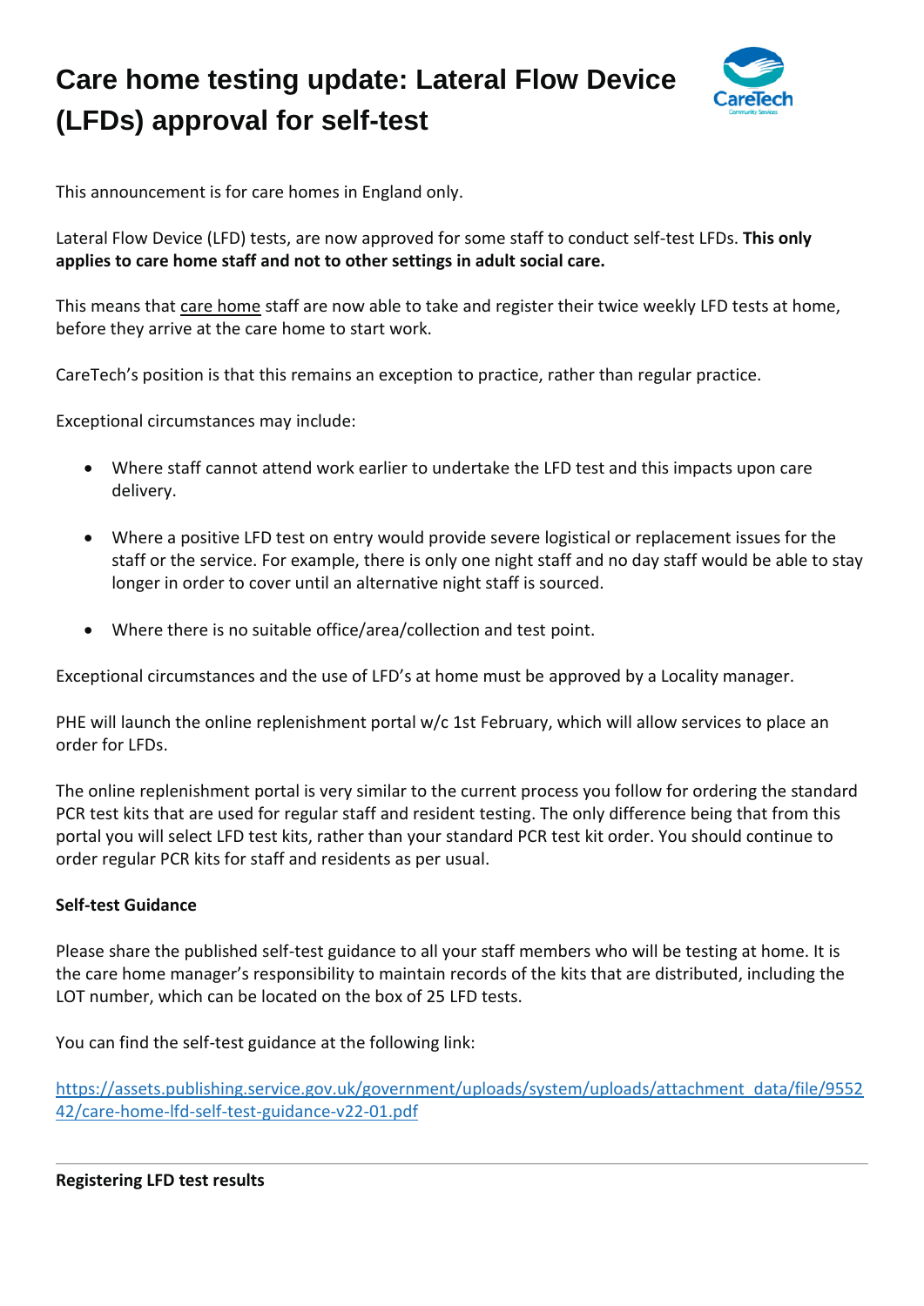# Care home testing update: Lateral Flow Device (LFDs) approval for self-test

This announcement is for care homes in England only.

Lateral Flow Device (LFD) tests, are now approved for some staff to conduct self-test LFDs. **This only applies to care home staff and not to other settings in adult social care.**

This means that care home staff are now able to take and register their twice weekly LFD tests at home, before they arrive at the care home to start work.

CareTech's position is that this remains an exception to practice, rather than regular practice.

Exceptional circumstances may include:

- Where staff cannot attend work earlier to undertake the LFD test and this impacts upon care delivery.
- Where a positive LFD test on entry would provide severe logistical or replacement issues for the staff or the service. For example, there is only one night staff and no day staff would be able to stay longer in order to cover until an alternative night staff is sourced.
- Where there is no suitable office/area/collection and test point.

Exceptional circumstances and the use of LFD's at home must be approved by a Locality manager.

PHE will launch the online replenishment portal w/c 1st February, which will allow services to place an order for LFDs.

The online replenishment portal is very similar to the current process you follow for ordering the standard PCR test kits that are used for regular staff and resident testing. The only difference being that from this portal you will select LFD test kits, rather than your standard PCR test kit order. You should continue to order regular PCR kits for staff and residents as per usual.

**Self-test Guidance**

Please share the published self-test guidance to all your staff members who will be testing at home. It is the care home manager's responsibility to maintain records of the kits that are distributed, including the LOT number, which can be located on the box of 25 LFD tests.

You can find the self-test guidance at the following link:

https://assets.publishing.service.gov.uk/government/uploads/system/uploads/attachment_data/file/955242/care-home-lfd-self-test-guidance-v22-01.pdf

---

**Registering LFD test results**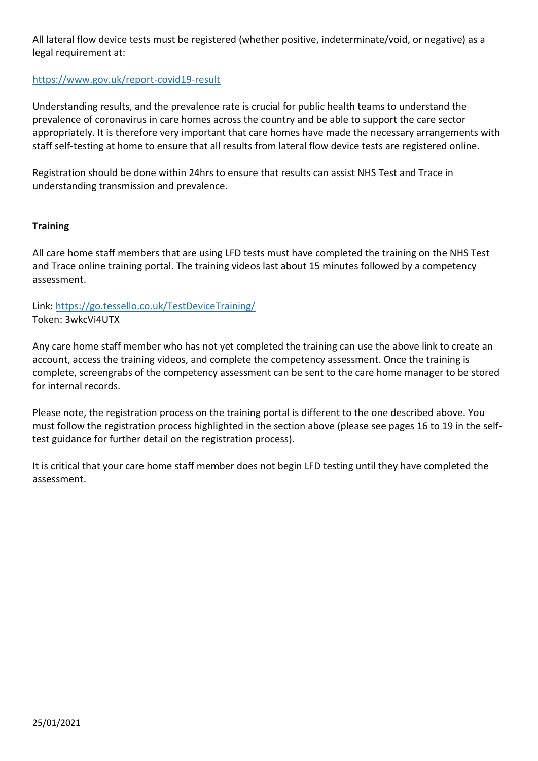All lateral flow device tests must be registered (whether positive, indeterminate/void, or negative) as a legal requirement at:

https://www.gov.uk/report-covid19-result

Understanding results, and the prevalence rate is crucial for public health teams to understand the prevalence of coronavirus in care homes across the country and be able to support the care sector appropriately. It is therefore very important that care homes have made the necessary arrangements with staff self-testing at home to ensure that all results from lateral flow device tests are registered online.

Registration should be done within 24hrs to ensure that results can assist NHS Test and Trace in understanding transmission and prevalence.

---

**Training**

All care home staff members that are using LFD tests must have completed the training on the NHS Test and Trace online training portal. The training videos last about 15 minutes followed by a competency assessment.

Link: https://go.tessello.co.uk/TestDeviceTraining/
Token: 3wkcVi4UTX

Any care home staff member who has not yet completed the training can use the above link to create an account, access the training videos, and complete the competency assessment. Once the training is complete, screengrabs of the competency assessment can be sent to the care home manager to be stored for internal records.

Please note, the registration process on the training portal is different to the one described above. You must follow the registration process highlighted in the section above (please see pages 16 to 19 in the self-test guidance for further detail on the registration process).

It is critical that your care home staff member does not begin LFD testing until they have completed the assessment.

25/01/2021